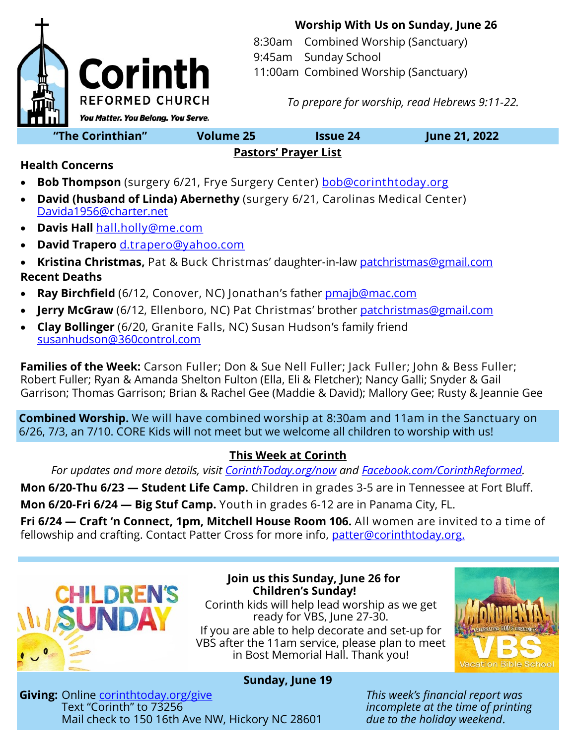# Corinth Reformed Church

*You Matter. You Belong. You Serve.*

**Worship With Us on Sunday, June 26**

8:30am Combined Worship (Sanctuary)
9:45am Sunday School
11:00am Combined Worship (Sanctuary)

*To prepare for worship, read Hebrews 9:11-22.*

**"The Corinthian"** | **Volume 25** | **Issue 24** | **June 21, 2022**

## Pastors' Prayer List

### Health Concerns

- **Bob Thompson** (surgery 6/21, Frye Surgery Center) bob@corinthtoday.org
- **David (husband of Linda) Abernethy** (surgery 6/21, Carolinas Medical Center) Davida1956@charter.net
- **Davis Hall** hall.holly@me.com
- **David Trapero** d.trapero@yahoo.com
- **Kristina Christmas,** Pat & Buck Christmas' daughter-in-law patchristmas@gmail.com

### Recent Deaths

- **Ray Birchfield** (6/12, Conover, NC) Jonathan's father pmajb@mac.com
- **Jerry McGraw** (6/12, Ellenboro, NC) Pat Christmas' brother patchristmas@gmail.com
- **Clay Bollinger** (6/20, Granite Falls, NC) Susan Hudson's family friend susanhudson@360control.com

**Families of the Week:** Carson Fuller; Don & Sue Nell Fuller; Jack Fuller; John & Bess Fuller; Robert Fuller; Ryan & Amanda Shelton Fulton (Ella, Eli & Fletcher); Nancy Galli; Snyder & Gail Garrison; Thomas Garrison; Brian & Rachel Gee (Maddie & David); Mallory Gee; Rusty & Jeannie Gee

**Combined Worship.** We will have combined worship at 8:30am and 11am in the Sanctuary on 6/26, 7/3, an 7/10. CORE Kids will not meet but we welcome all children to worship with us!

## This Week at Corinth

*For updates and more details, visit CorinthToday.org/now and Facebook.com/CorinthReformed.*

**Mon 6/20-Thu 6/23 — Student Life Camp.** Children in grades 3-5 are in Tennessee at Fort Bluff.

**Mon 6/20-Fri 6/24 — Big Stuf Camp.** Youth in grades 6-12 are in Panama City, FL.

**Fri 6/24 — Craft 'n Connect, 1pm, Mitchell House Room 106.** All women are invited to a time of fellowship and crafting. Contact Patter Cross for more info, patter@corinthtoday.org.

**Join us this Sunday, June 26 for Children's Sunday!**

Corinth kids will help lead worship as we get ready for VBS, June 27-30.

If you are able to help decorate and set-up for VBS after the 11am service, please plan to meet in Bost Memorial Hall. Thank you!

**Sunday, June 19**

**Giving:** Online corinthtoday.org/give
Text "Corinth" to 73256
Mail check to 150 16th Ave NW, Hickory NC 28601

*This week's financial report was incomplete at the time of printing due to the holiday weekend.*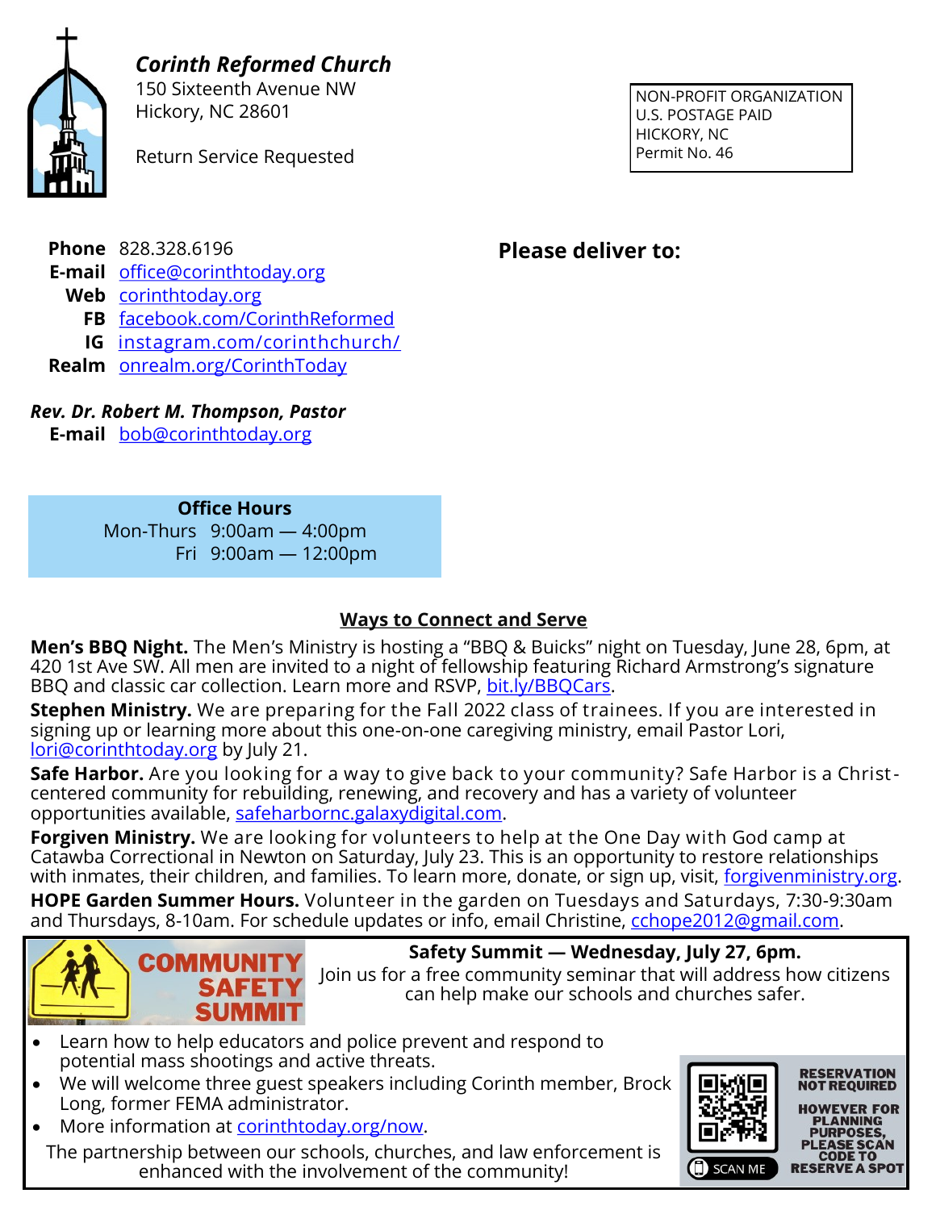**Corinth Reformed Church**
150 Sixteenth Avenue NW
Hickory, NC 28601

Return Service Requested

NON-PROFIT ORGANIZATION
U.S. POSTAGE PAID
HICKORY, NC
Permit No. 46

**Phone** 828.328.6196
**E-mail** office@corinthtoday.org
**Web** corinthtoday.org
**FB** facebook.com/CorinthReformed
**IG** instagram.com/corinthchurch/
**Realm** onrealm.org/CorinthToday

**Please deliver to:**

***Rev. Dr. Robert M. Thompson, Pastor***
**E-mail** bob@corinthtoday.org

**Office Hours**
Mon-Thurs 9:00am — 4:00pm
Fri 9:00am — 12:00pm

## Ways to Connect and Serve

**Men's BBQ Night.** The Men's Ministry is hosting a "BBQ & Buicks" night on Tuesday, June 28, 6pm, at 420 1st Ave SW. All men are invited to a night of fellowship featuring Richard Armstrong's signature BBQ and classic car collection. Learn more and RSVP, bit.ly/BBQCars.

**Stephen Ministry.** We are preparing for the Fall 2022 class of trainees. If you are interested in signing up or learning more about this one-on-one caregiving ministry, email Pastor Lori, lori@corinthtoday.org by July 21.

**Safe Harbor.** Are you looking for a way to give back to your community? Safe Harbor is a Christ-centered community for rebuilding, renewing, and recovery and has a variety of volunteer opportunities available, safeharbornc.galaxydigital.com.

**Forgiven Ministry.** We are looking for volunteers to help at the One Day with God camp at Catawba Correctional in Newton on Saturday, July 23. This is an opportunity to restore relationships with inmates, their children, and families. To learn more, donate, or sign up, visit, forgivenministry.org.

**HOPE Garden Summer Hours.** Volunteer in the garden on Tuesdays and Saturdays, 7:30-9:30am and Thursdays, 8-10am. For schedule updates or info, email Christine, cchope2012@gmail.com.

COMMUNITY SAFETY SUMMIT

**Safety Summit — Wednesday, July 27, 6pm.**
Join us for a free community seminar that will address how citizens can help make our schools and churches safer.

- Learn how to help educators and police prevent and respond to potential mass shootings and active threats.
- We will welcome three guest speakers including Corinth member, Brock Long, former FEMA administrator.
- More information at corinthtoday.org/now.

The partnership between our schools, churches, and law enforcement is enhanced with the involvement of the community!

SCAN ME

RESERVATION NOT REQUIRED

HOWEVER FOR PLANNING PURPOSES, PLEASE SCAN CODE TO RESERVE A SPOT